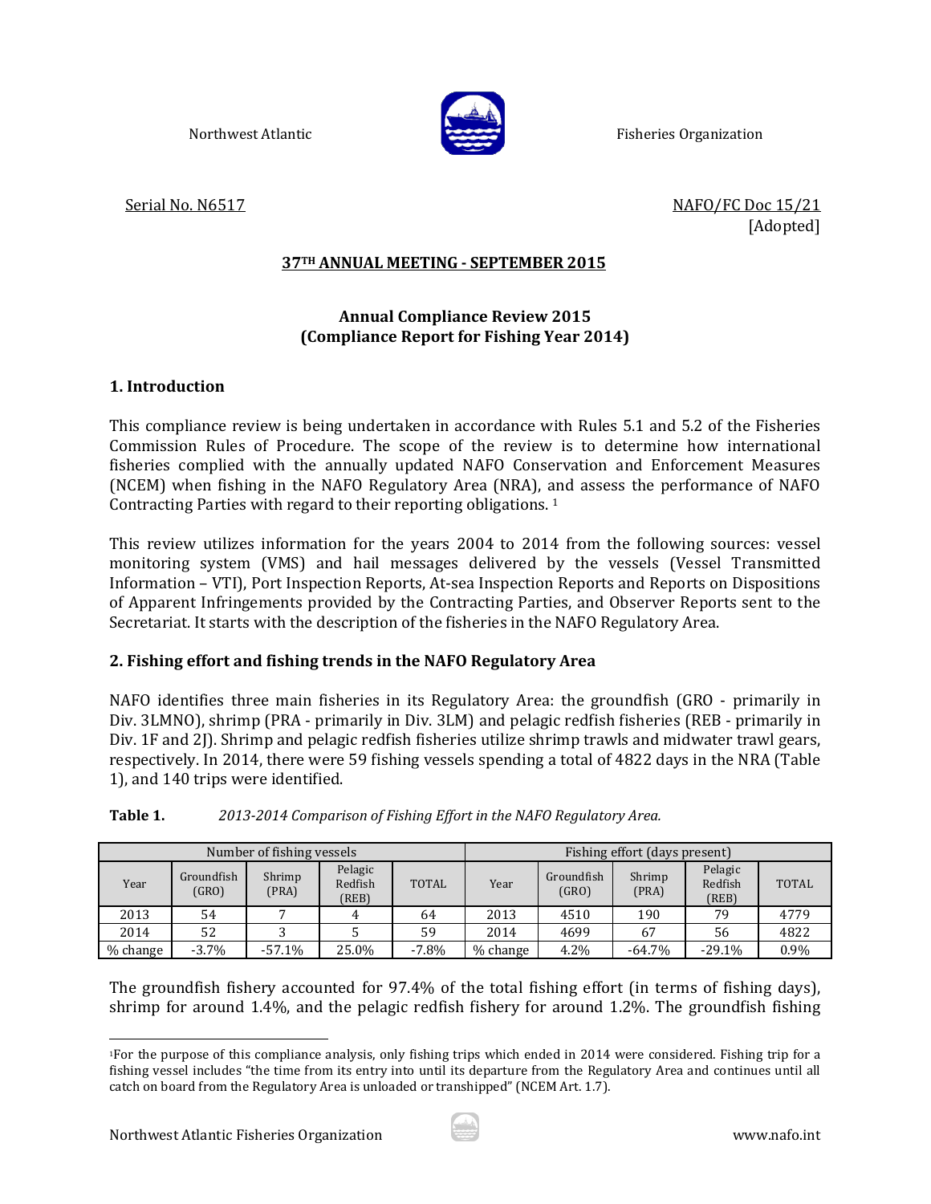Northwest Atlantic Fisheries Organization

Serial No. N6517 NAFO/FC Doc 15/21
[Adopted]

**37TH ANNUAL MEETING - SEPTEMBER 2015**

## Annual Compliance Review 2015
## (Compliance Report for Fishing Year 2014)

### 1. Introduction

This compliance review is being undertaken in accordance with Rules 5.1 and 5.2 of the Fisheries Commission Rules of Procedure. The scope of the review is to determine how international fisheries complied with the annually updated NAFO Conservation and Enforcement Measures (NCEM) when fishing in the NAFO Regulatory Area (NRA), and assess the performance of NAFO Contracting Parties with regard to their reporting obligations. [1]

This review utilizes information for the years 2004 to 2014 from the following sources: vessel monitoring system (VMS) and hail messages delivered by the vessels (Vessel Transmitted Information – VTI), Port Inspection Reports, At-sea Inspection Reports and Reports on Dispositions of Apparent Infringements provided by the Contracting Parties, and Observer Reports sent to the Secretariat. It starts with the description of the fisheries in the NAFO Regulatory Area.

### 2. Fishing effort and fishing trends in the NAFO Regulatory Area

NAFO identifies three main fisheries in its Regulatory Area: the groundfish (GRO - primarily in Div. 3LMNO), shrimp (PRA - primarily in Div. 3LM) and pelagic redfish fisheries (REB - primarily in Div. 1F and 2J). Shrimp and pelagic redfish fisheries utilize shrimp trawls and midwater trawl gears, respectively. In 2014, there were 59 fishing vessels spending a total of 4822 days in the NRA (Table 1), and 140 trips were identified.

**Table 1.** *2013-2014 Comparison of Fishing Effort in the NAFO Regulatory Area.*

| Number of fishing vessels | | | | | Fishing effort (days present) | | | | |
|---|---|---|---|---|---|---|---|---|---|
| Year | Groundfish (GRO) | Shrimp (PRA) | Pelagic Redfish (REB) | TOTAL | Year | Groundfish (GRO) | Shrimp (PRA) | Pelagic Redfish (REB) | TOTAL |
| 2013 | 54 | 7 | 4 | 64 | 2013 | 4510 | 190 | 79 | 4779 |
| 2014 | 52 | 3 | 5 | 59 | 2014 | 4699 | 67 | 56 | 4822 |
| % change | -3.7% | -57.1% | 25.0% | -7.8% | % change | 4.2% | -64.7% | -29.1% | 0.9% |

The groundfish fishery accounted for 97.4% of the total fishing effort (in terms of fishing days), shrimp for around 1.4%, and the pelagic redfish fishery for around 1.2%. The groundfish fishing

[1] For the purpose of this compliance analysis, only fishing trips which ended in 2014 were considered. Fishing trip for a fishing vessel includes "the time from its entry into until its departure from the Regulatory Area and continues until all catch on board from the Regulatory Area is unloaded or transhipped" (NCEM Art. 1.7).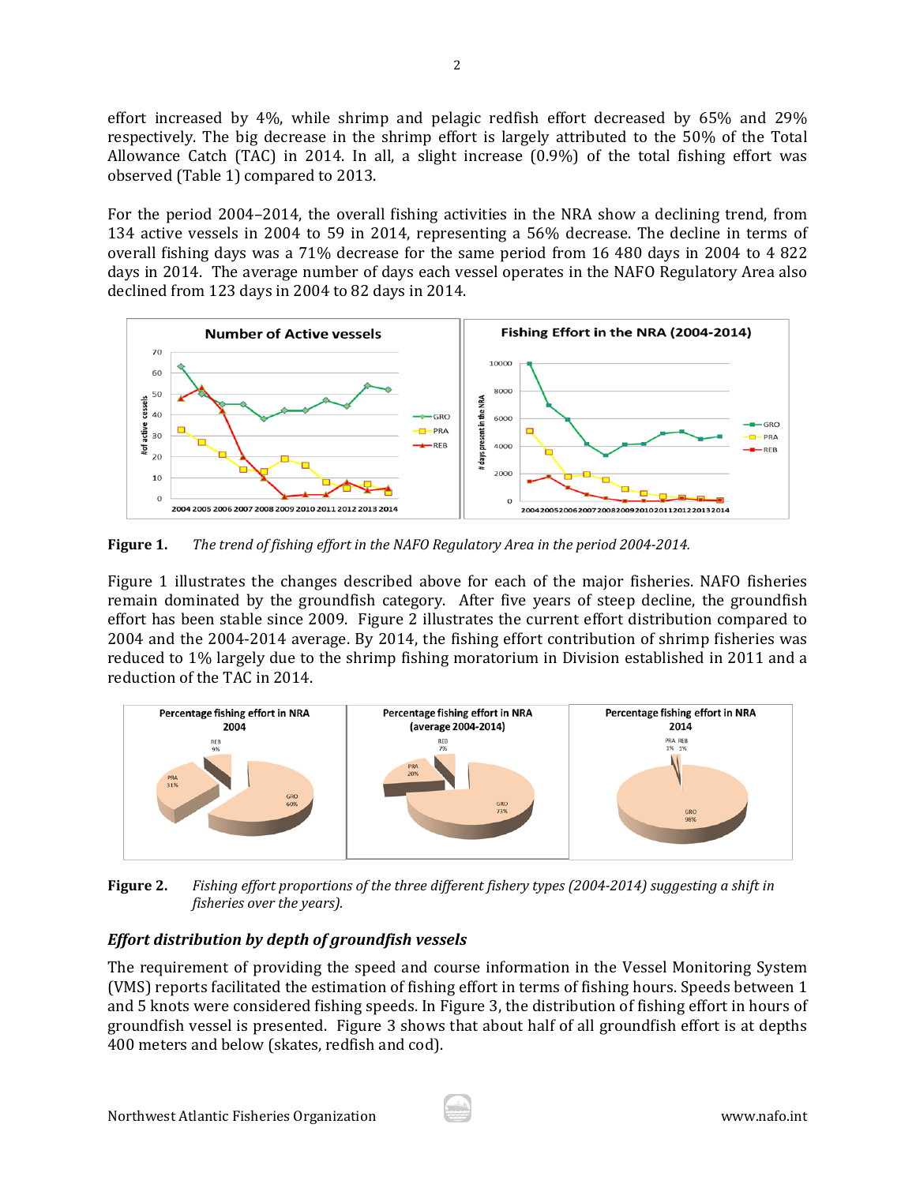effort increased by 4%, while shrimp and pelagic redfish effort decreased by 65% and 29% respectively. The big decrease in the shrimp effort is largely attributed to the 50% of the Total Allowance Catch (TAC) in 2014. In all, a slight increase (0.9%) of the total fishing effort was observed (Table 1) compared to 2013.

For the period 2004–2014, the overall fishing activities in the NRA show a declining trend, from 134 active vessels in 2004 to 59 in 2014, representing a 56% decrease. The decline in terms of overall fishing days was a 71% decrease for the same period from 16 480 days in 2004 to 4 822 days in 2014. The average number of days each vessel operates in the NAFO Regulatory Area also declined from 123 days in 2004 to 82 days in 2014.

**Figure 1.** *The trend of fishing effort in the NAFO Regulatory Area in the period 2004-2014.*

Figure 1 illustrates the changes described above for each of the major fisheries. NAFO fisheries remain dominated by the groundfish category. After five years of steep decline, the groundfish effort has been stable since 2009. Figure 2 illustrates the current effort distribution compared to 2004 and the 2004-2014 average. By 2014, the fishing effort contribution of shrimp fisheries was reduced to 1% largely due to the shrimp fishing moratorium in Division established in 2011 and a reduction of the TAC in 2014.

**Figure 2.** *Fishing effort proportions of the three different fishery types (2004-2014) suggesting a shift in fisheries over the years).*

### *Effort distribution by depth of groundfish vessels*

The requirement of providing the speed and course information in the Vessel Monitoring System (VMS) reports facilitated the estimation of fishing effort in terms of fishing hours. Speeds between 1 and 5 knots were considered fishing speeds. In Figure 3, the distribution of fishing effort in hours of groundfish vessel is presented. Figure 3 shows that about half of all groundfish effort is at depths 400 meters and below (skates, redfish and cod).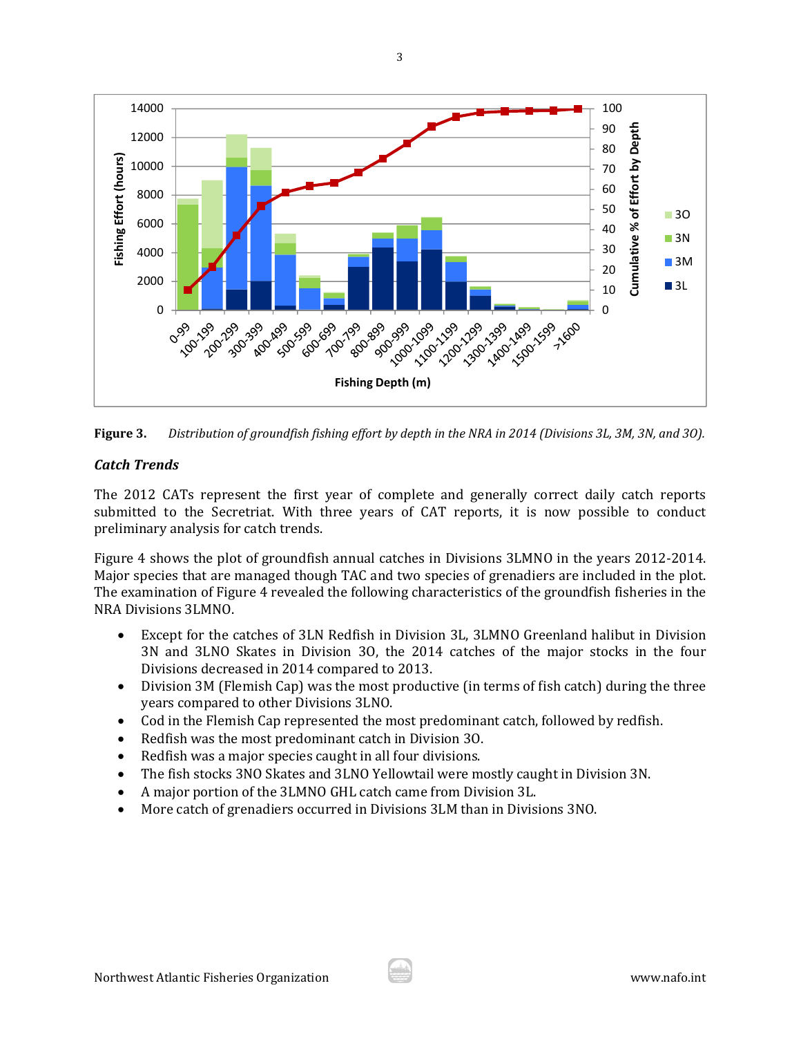**Figure 3.** *Distribution of groundfish fishing effort by depth in the NRA in 2014 (Divisions 3L, 3M, 3N, and 3O).*

### *Catch Trends*

The 2012 CATs represent the first year of complete and generally correct daily catch reports submitted to the Secretriat. With three years of CAT reports, it is now possible to conduct preliminary analysis for catch trends.

Figure 4 shows the plot of groundfish annual catches in Divisions 3LMNO in the years 2012-2014. Major species that are managed though TAC and two species of grenadiers are included in the plot. The examination of Figure 4 revealed the following characteristics of the groundfish fisheries in the NRA Divisions 3LMNO.

- Except for the catches of 3LN Redfish in Division 3L, 3LMNO Greenland halibut in Division 3N and 3LNO Skates in Division 3O, the 2014 catches of the major stocks in the four Divisions decreased in 2014 compared to 2013.
- Division 3M (Flemish Cap) was the most productive (in terms of fish catch) during the three years compared to other Divisions 3LNO.
- Cod in the Flemish Cap represented the most predominant catch, followed by redfish.
- Redfish was the most predominant catch in Division 3O.
- Redfish was a major species caught in all four divisions.
- The fish stocks 3NO Skates and 3LNO Yellowtail were mostly caught in Division 3N.
- A major portion of the 3LMNO GHL catch came from Division 3L.
- More catch of grenadiers occurred in Divisions 3LM than in Divisions 3NO.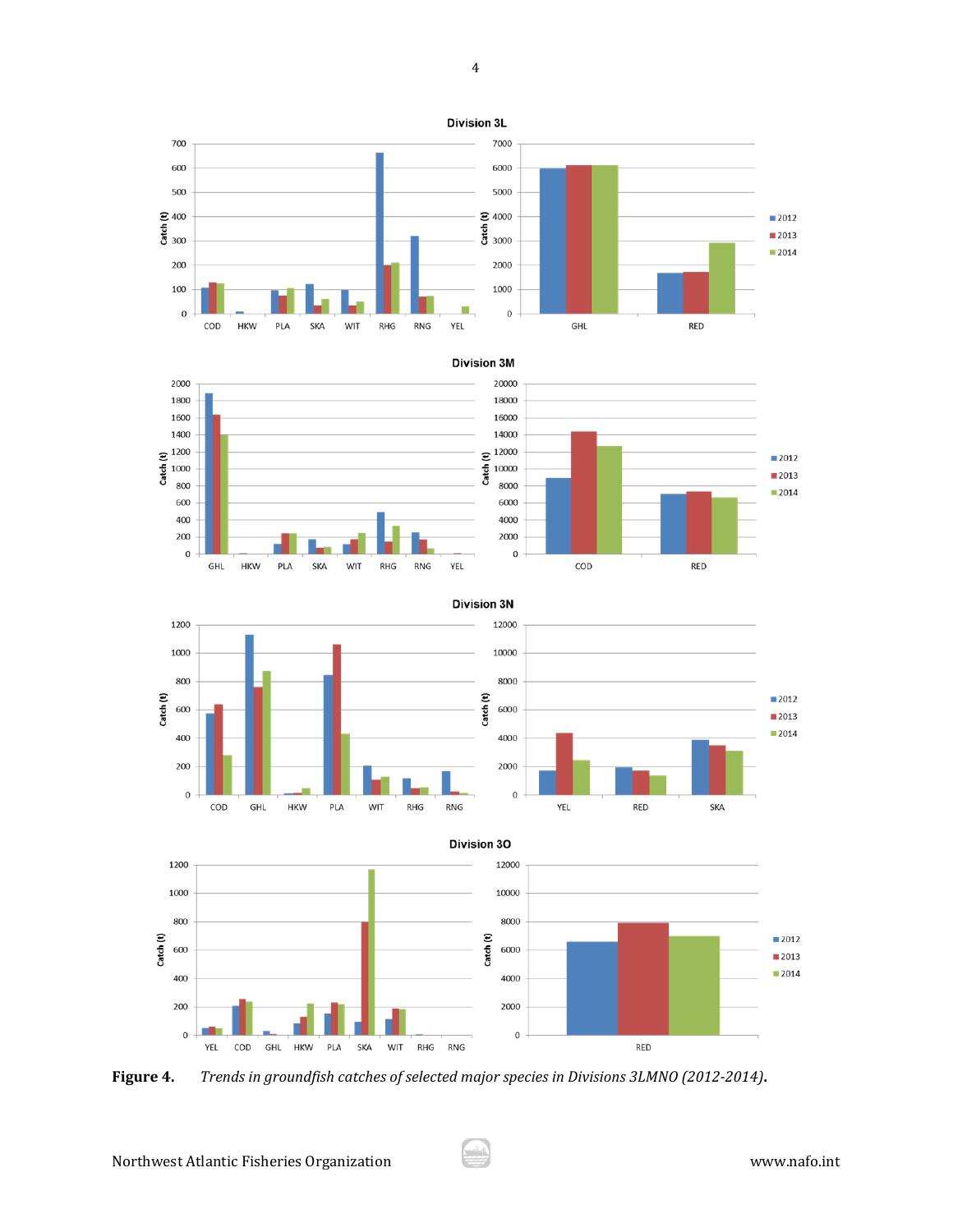**Figure 4.** *Trends in groundfish catches of selected major species in Divisions 3LMNO (2012-2014).*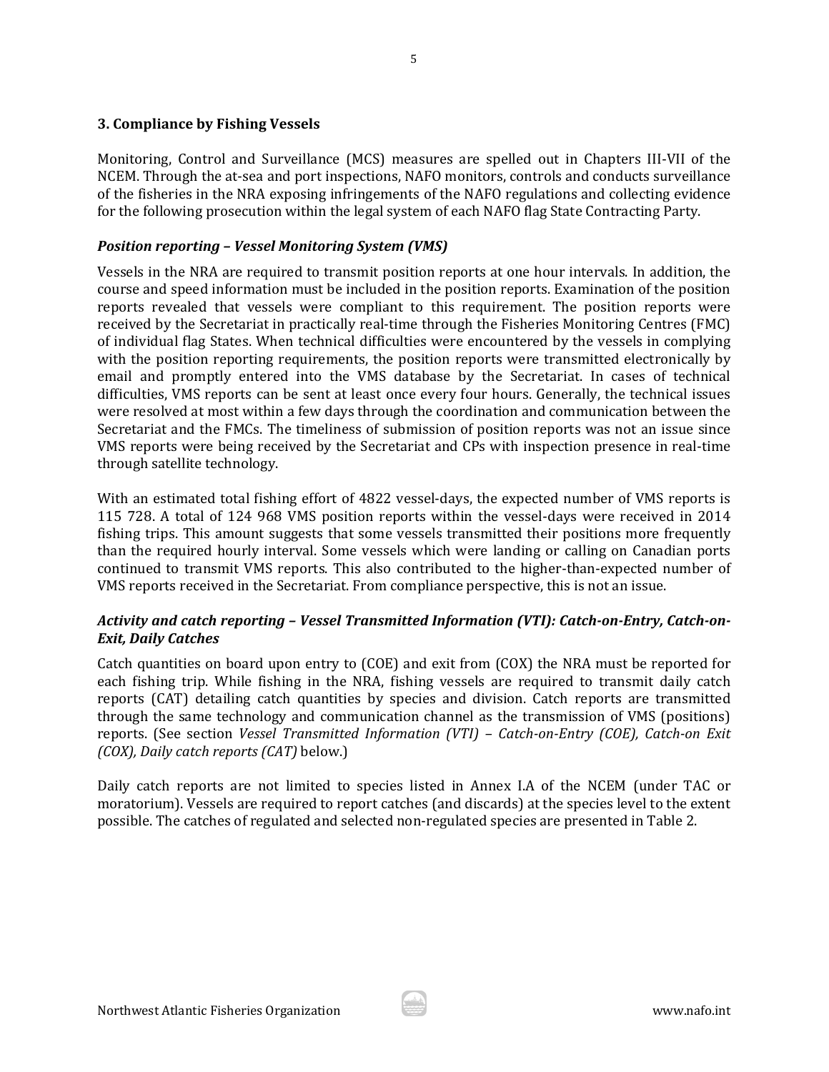## 3. Compliance by Fishing Vessels

Monitoring, Control and Surveillance (MCS) measures are spelled out in Chapters III-VII of the NCEM. Through the at-sea and port inspections, NAFO monitors, controls and conducts surveillance of the fisheries in the NRA exposing infringements of the NAFO regulations and collecting evidence for the following prosecution within the legal system of each NAFO flag State Contracting Party.

### *Position reporting – Vessel Monitoring System (VMS)*

Vessels in the NRA are required to transmit position reports at one hour intervals. In addition, the course and speed information must be included in the position reports. Examination of the position reports revealed that vessels were compliant to this requirement. The position reports were received by the Secretariat in practically real-time through the Fisheries Monitoring Centres (FMC) of individual flag States. When technical difficulties were encountered by the vessels in complying with the position reporting requirements, the position reports were transmitted electronically by email and promptly entered into the VMS database by the Secretariat. In cases of technical difficulties, VMS reports can be sent at least once every four hours. Generally, the technical issues were resolved at most within a few days through the coordination and communication between the Secretariat and the FMCs. The timeliness of submission of position reports was not an issue since VMS reports were being received by the Secretariat and CPs with inspection presence in real-time through satellite technology.

With an estimated total fishing effort of 4822 vessel-days, the expected number of VMS reports is 115 728. A total of 124 968 VMS position reports within the vessel-days were received in 2014 fishing trips. This amount suggests that some vessels transmitted their positions more frequently than the required hourly interval. Some vessels which were landing or calling on Canadian ports continued to transmit VMS reports. This also contributed to the higher-than-expected number of VMS reports received in the Secretariat. From compliance perspective, this is not an issue.

### *Activity and catch reporting – Vessel Transmitted Information (VTI): Catch-on-Entry, Catch-on-Exit, Daily Catches*

Catch quantities on board upon entry to (COE) and exit from (COX) the NRA must be reported for each fishing trip. While fishing in the NRA, fishing vessels are required to transmit daily catch reports (CAT) detailing catch quantities by species and division. Catch reports are transmitted through the same technology and communication channel as the transmission of VMS (positions) reports. (See section *Vessel Transmitted Information (VTI) – Catch-on-Entry (COE), Catch-on Exit (COX), Daily catch reports (CAT)* below.)

Daily catch reports are not limited to species listed in Annex I.A of the NCEM (under TAC or moratorium). Vessels are required to report catches (and discards) at the species level to the extent possible. The catches of regulated and selected non-regulated species are presented in Table 2.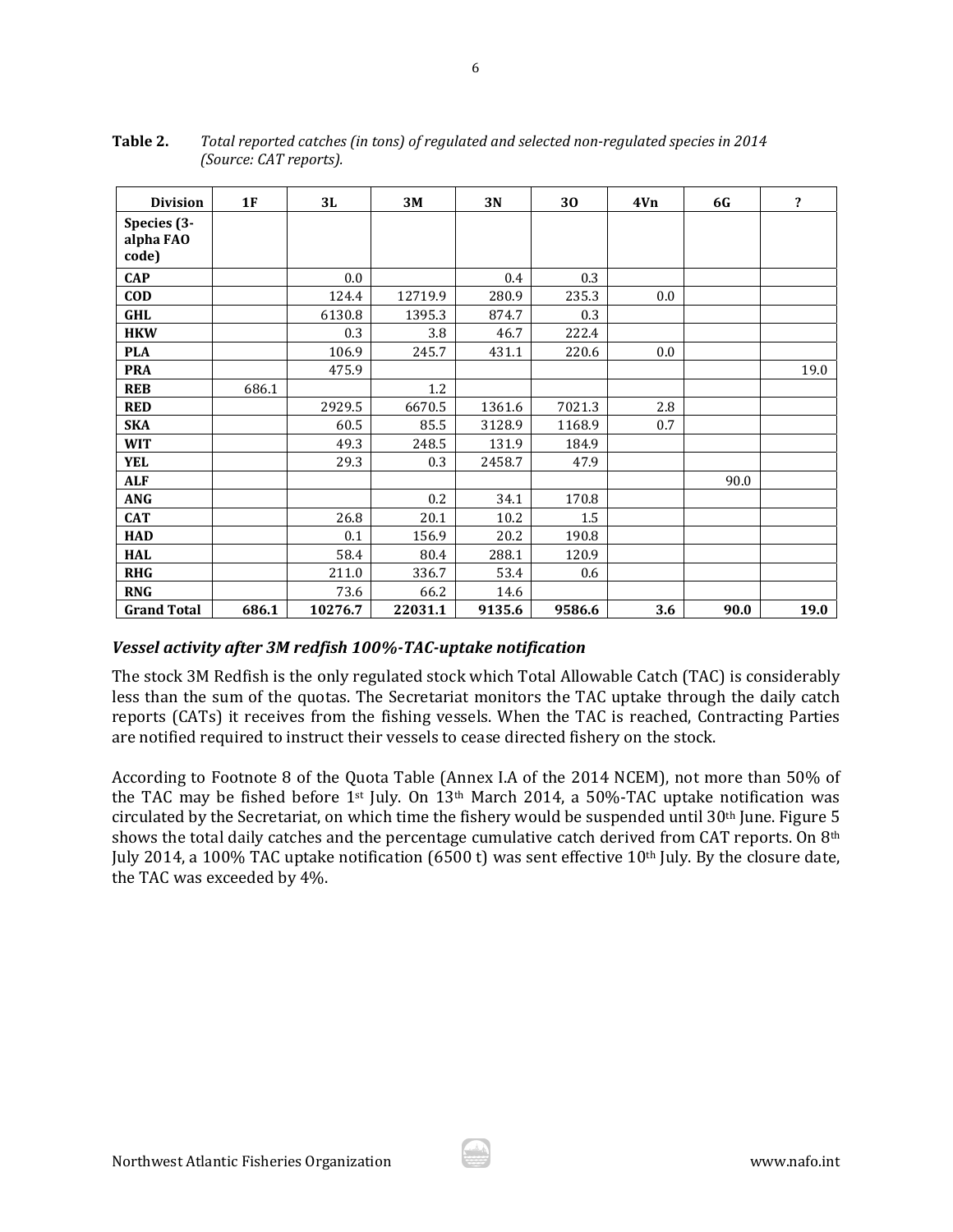**Table 2.** *Total reported catches (in tons) of regulated and selected non-regulated species in 2014 (Source: CAT reports).*

| Division | 1F | 3L | 3M | 3N | 3O | 4Vn | 6G | ? |
|---|---|---|---|---|---|---|---|---|
| **Species (3-alpha FAO code)** | | | | | | | | |
| **CAP** | | 0.0 | | 0.4 | 0.3 | | | |
| **COD** | | 124.4 | 12719.9 | 280.9 | 235.3 | 0.0 | | |
| **GHL** | | 6130.8 | 1395.3 | 874.7 | 0.3 | | | |
| **HKW** | | 0.3 | 3.8 | 46.7 | 222.4 | | | |
| **PLA** | | 106.9 | 245.7 | 431.1 | 220.6 | 0.0 | | |
| **PRA** | | 475.9 | | | | | | 19.0 |
| **REB** | 686.1 | | 1.2 | | | | | |
| **RED** | | 2929.5 | 6670.5 | 1361.6 | 7021.3 | 2.8 | | |
| **SKA** | | 60.5 | 85.5 | 3128.9 | 1168.9 | 0.7 | | |
| **WIT** | | 49.3 | 248.5 | 131.9 | 184.9 | | | |
| **YEL** | | 29.3 | 0.3 | 2458.7 | 47.9 | | | |
| **ALF** | | | | | | | 90.0 | |
| **ANG** | | | 0.2 | 34.1 | 170.8 | | | |
| **CAT** | | 26.8 | 20.1 | 10.2 | 1.5 | | | |
| **HAD** | | 0.1 | 156.9 | 20.2 | 190.8 | | | |
| **HAL** | | 58.4 | 80.4 | 288.1 | 120.9 | | | |
| **RHG** | | 211.0 | 336.7 | 53.4 | 0.6 | | | |
| **RNG** | | 73.6 | 66.2 | 14.6 | | | | |
| **Grand Total** | **686.1** | **10276.7** | **22031.1** | **9135.6** | **9586.6** | **3.6** | **90.0** | **19.0** |

### *Vessel activity after 3M redfish 100%-TAC-uptake notification*

The stock 3M Redfish is the only regulated stock which Total Allowable Catch (TAC) is considerably less than the sum of the quotas. The Secretariat monitors the TAC uptake through the daily catch reports (CATs) it receives from the fishing vessels. When the TAC is reached, Contracting Parties are notified required to instruct their vessels to cease directed fishery on the stock.

According to Footnote 8 of the Quota Table (Annex I.A of the 2014 NCEM), not more than 50% of the TAC may be fished before 1st July. On 13th March 2014, a 50%-TAC uptake notification was circulated by the Secretariat, on which time the fishery would be suspended until 30th June. Figure 5 shows the total daily catches and the percentage cumulative catch derived from CAT reports. On 8th July 2014, a 100% TAC uptake notification (6500 t) was sent effective 10th July. By the closure date, the TAC was exceeded by 4%.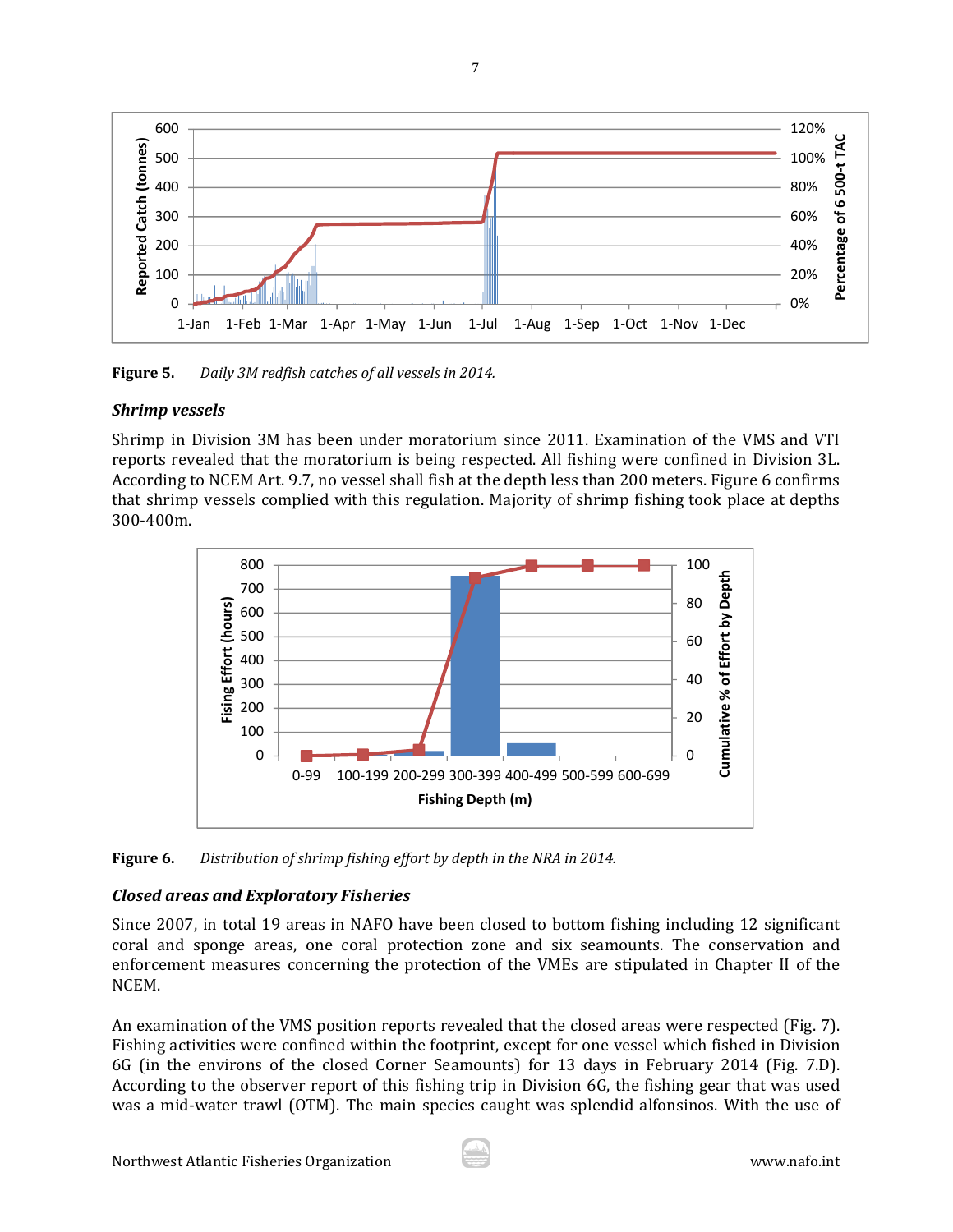**Figure 5.** *Daily 3M redfish catches of all vessels in 2014.*

### *Shrimp vessels*

Shrimp in Division 3M has been under moratorium since 2011. Examination of the VMS and VTI reports revealed that the moratorium is being respected. All fishing were confined in Division 3L. According to NCEM Art. 9.7, no vessel shall fish at the depth less than 200 meters. Figure 6 confirms that shrimp vessels complied with this regulation. Majority of shrimp fishing took place at depths 300-400m.

**Figure 6.** *Distribution of shrimp fishing effort by depth in the NRA in 2014.*

### *Closed areas and Exploratory Fisheries*

Since 2007, in total 19 areas in NAFO have been closed to bottom fishing including 12 significant coral and sponge areas, one coral protection zone and six seamounts. The conservation and enforcement measures concerning the protection of the VMEs are stipulated in Chapter II of the NCEM.

An examination of the VMS position reports revealed that the closed areas were respected (Fig. 7). Fishing activities were confined within the footprint, except for one vessel which fished in Division 6G (in the environs of the closed Corner Seamounts) for 13 days in February 2014 (Fig. 7.D). According to the observer report of this fishing trip in Division 6G, the fishing gear that was used was a mid-water trawl (OTM). The main species caught was splendid alfonsinos. With the use of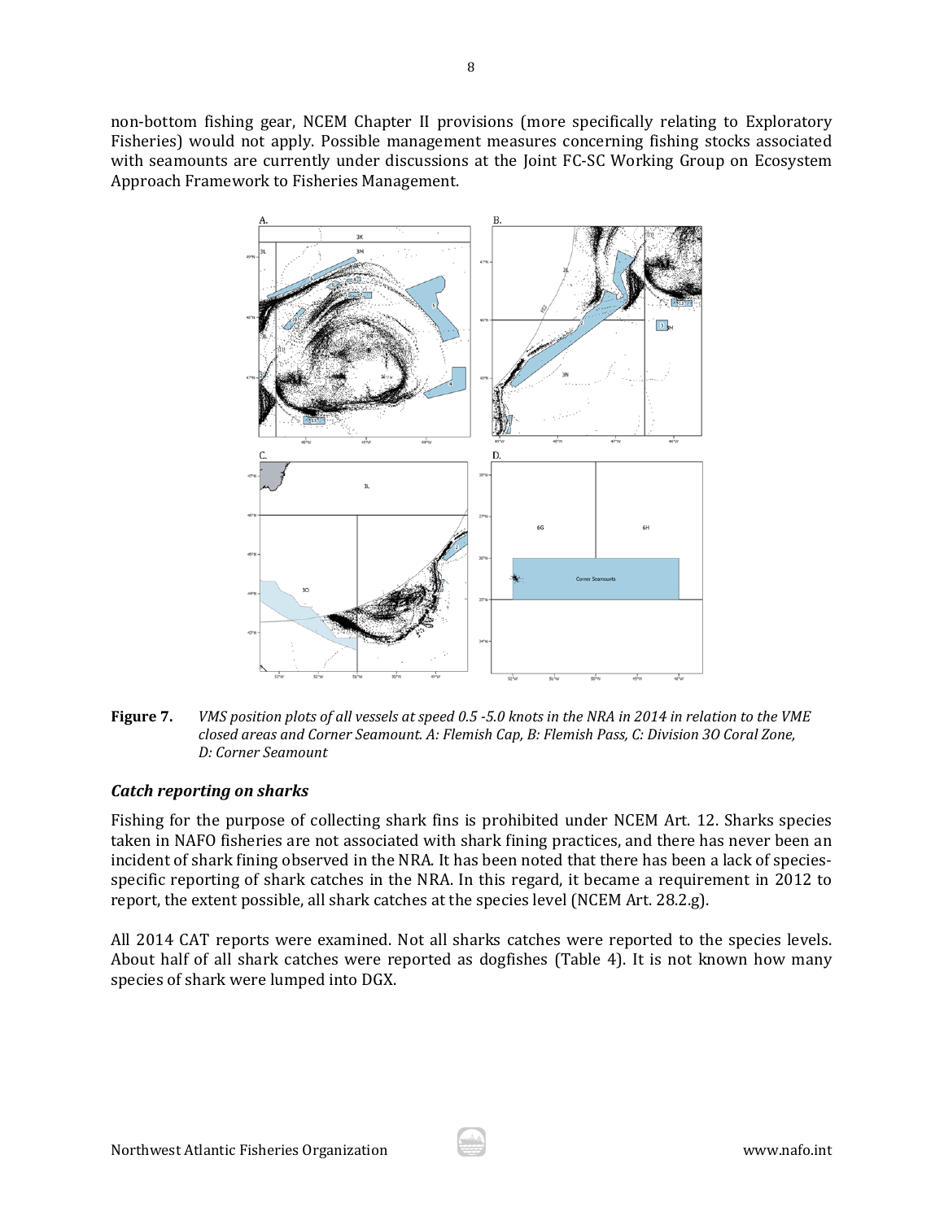non-bottom fishing gear, NCEM Chapter II provisions (more specifically relating to Exploratory Fisheries) would not apply. Possible management measures concerning fishing stocks associated with seamounts are currently under discussions at the Joint FC-SC Working Group on Ecosystem Approach Framework to Fisheries Management.

**Figure 7.** *VMS position plots of all vessels at speed 0.5 -5.0 knots in the NRA in 2014 in relation to the VME closed areas and Corner Seamount. A: Flemish Cap, B: Flemish Pass, C: Division 3O Coral Zone, D: Corner Seamount*

### *Catch reporting on sharks*

Fishing for the purpose of collecting shark fins is prohibited under NCEM Art. 12. Sharks species taken in NAFO fisheries are not associated with shark fining practices, and there has never been an incident of shark fining observed in the NRA. It has been noted that there has been a lack of species-specific reporting of shark catches in the NRA. In this regard, it became a requirement in 2012 to report, the extent possible, all shark catches at the species level (NCEM Art. 28.2.g).

All 2014 CAT reports were examined. Not all sharks catches were reported to the species levels. About half of all shark catches were reported as dogfishes (Table 4). It is not known how many species of shark were lumped into DGX.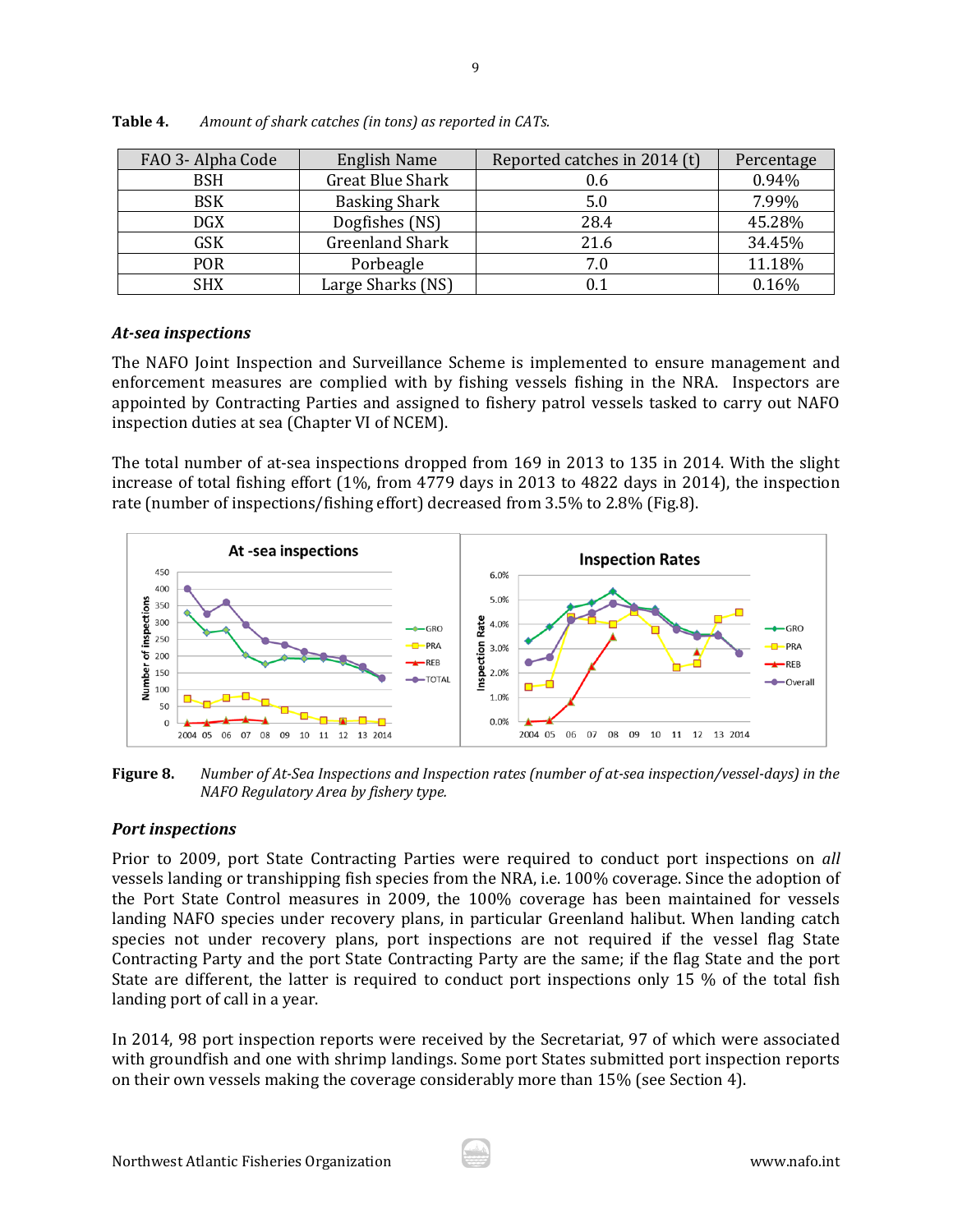**Table 4.** *Amount of shark catches (in tons) as reported in CATs.*

| FAO 3- Alpha Code | English Name | Reported catches in 2014 (t) | Percentage |
|---|---|---|---|
| BSH | Great Blue Shark | 0.6 | 0.94% |
| BSK | Basking Shark | 5.0 | 7.99% |
| DGX | Dogfishes (NS) | 28.4 | 45.28% |
| GSK | Greenland Shark | 21.6 | 34.45% |
| POR | Porbeagle | 7.0 | 11.18% |
| SHX | Large Sharks (NS) | 0.1 | 0.16% |

### *At-sea inspections*

The NAFO Joint Inspection and Surveillance Scheme is implemented to ensure management and enforcement measures are complied with by fishing vessels fishing in the NRA. Inspectors are appointed by Contracting Parties and assigned to fishery patrol vessels tasked to carry out NAFO inspection duties at sea (Chapter VI of NCEM).

The total number of at-sea inspections dropped from 169 in 2013 to 135 in 2014. With the slight increase of total fishing effort (1%, from 4779 days in 2013 to 4822 days in 2014), the inspection rate (number of inspections/fishing effort) decreased from 3.5% to 2.8% (Fig.8).

**Figure 8.** *Number of At-Sea Inspections and Inspection rates (number of at-sea inspection/vessel-days) in the NAFO Regulatory Area by fishery type.*

### *Port inspections*

Prior to 2009, port State Contracting Parties were required to conduct port inspections on *all* vessels landing or transhipping fish species from the NRA, i.e. 100% coverage. Since the adoption of the Port State Control measures in 2009, the 100% coverage has been maintained for vessels landing NAFO species under recovery plans, in particular Greenland halibut. When landing catch species not under recovery plans, port inspections are not required if the vessel flag State Contracting Party and the port State Contracting Party are the same; if the flag State and the port State are different, the latter is required to conduct port inspections only 15 % of the total fish landing port of call in a year.

In 2014, 98 port inspection reports were received by the Secretariat, 97 of which were associated with groundfish and one with shrimp landings. Some port States submitted port inspection reports on their own vessels making the coverage considerably more than 15% (see Section 4).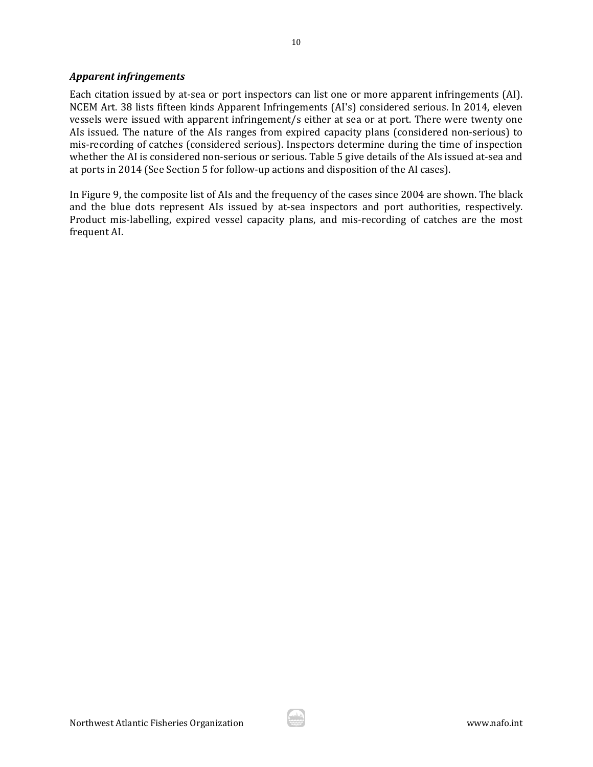### *Apparent infringements*

Each citation issued by at-sea or port inspectors can list one or more apparent infringements (AI). NCEM Art. 38 lists fifteen kinds Apparent Infringements (AI's) considered serious. In 2014, eleven vessels were issued with apparent infringement/s either at sea or at port. There were twenty one AIs issued. The nature of the AIs ranges from expired capacity plans (considered non-serious) to mis-recording of catches (considered serious). Inspectors determine during the time of inspection whether the AI is considered non-serious or serious. Table 5 give details of the AIs issued at-sea and at ports in 2014 (See Section 5 for follow-up actions and disposition of the AI cases).

In Figure 9, the composite list of AIs and the frequency of the cases since 2004 are shown. The black and the blue dots represent AIs issued by at-sea inspectors and port authorities, respectively. Product mis-labelling, expired vessel capacity plans, and mis-recording of catches are the most frequent AI.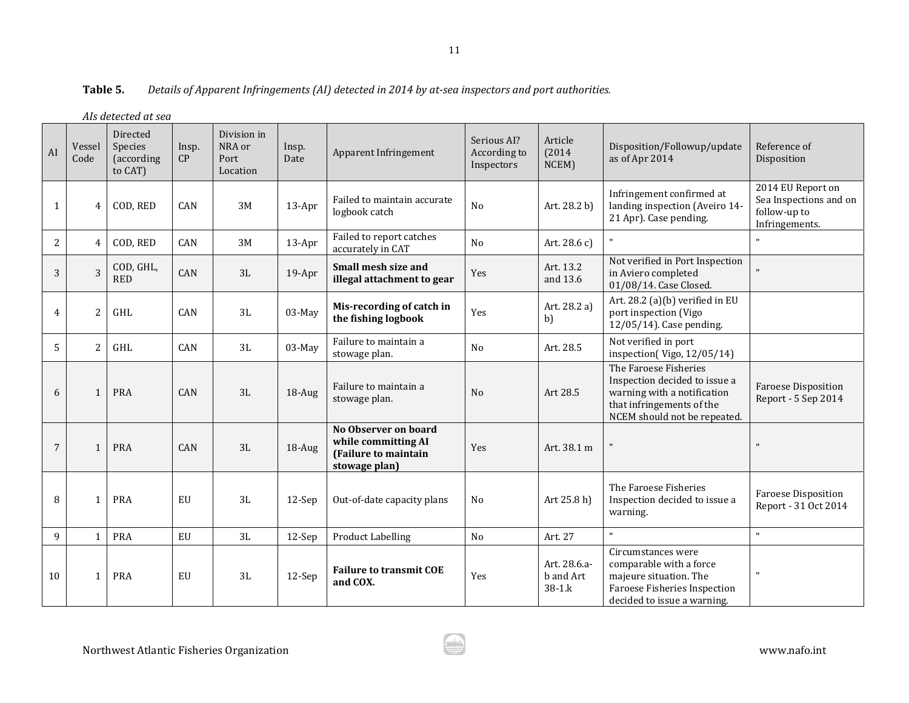**Table 5.** *Details of Apparent Infringements (AI) detected in 2014 by at-sea inspectors and port authorities.*

*AIs detected at sea*

| AI | Vessel Code | Directed Species (according to CAT) | Insp. CP | Division in NRA or Port Location | Insp. Date | Apparent Infringement | Serious AI? According to Inspectors | Article (2014 NCEM) | Disposition/Followup/update as of Apr 2014 | Reference of Disposition |
|---|---|---|---|---|---|---|---|---|---|---|
| 1 | 4 | COD, RED | CAN | 3M | 13-Apr | Failed to maintain accurate logbook catch | No | Art. 28.2 b) | Infringement confirmed at landing inspection (Aveiro 14-21 Apr). Case pending. | 2014 EU Report on Sea Inspections and on follow-up to Infringements. |
| 2 | 4 | COD, RED | CAN | 3M | 13-Apr | Failed to report catches accurately in CAT | No | Art. 28.6 c) | " | " |
| 3 | 3 | COD, GHL, RED | CAN | 3L | 19-Apr | **Small mesh size and illegal attachment to gear** | Yes | Art. 13.2 and 13.6 | Not verified in Port Inspection in Aviero completed 01/08/14. Case Closed. | " |
| 4 | 2 | GHL | CAN | 3L | 03-May | **Mis-recording of catch in the fishing logbook** | Yes | Art. 28.2 a) b) | Art. 28.2 (a)(b) verified in EU port inspection (Vigo 12/05/14). Case pending. | |
| 5 | 2 | GHL | CAN | 3L | 03-May | Failure to maintain a stowage plan. | No | Art. 28.5 | Not verified in port inspection( Vigo, 12/05/14) | |
| 6 | 1 | PRA | CAN | 3L | 18-Aug | Failure to maintain a stowage plan. | No | Art 28.5 | The Faroese Fisheries Inspection decided to issue a warning with a notification that infringements of the NCEM should not be repeated. | Faroese Disposition Report - 5 Sep 2014 |
| 7 | 1 | PRA | CAN | 3L | 18-Aug | **No Observer on board while committing AI (Failure to maintain stowage plan)** | Yes | Art. 38.1 m | " | " |
| 8 | 1 | PRA | EU | 3L | 12-Sep | Out-of-date capacity plans | No | Art 25.8 h) | The Faroese Fisheries Inspection decided to issue a warning. | Faroese Disposition Report - 31 Oct 2014 |
| 9 | 1 | PRA | EU | 3L | 12-Sep | Product Labelling | No | Art. 27 | " | " |
| 10 | 1 | PRA | EU | 3L | 12-Sep | **Failure to transmit COE and COX.** | Yes | Art. 28.6.a-b and Art 38-1.k | Circumstances were comparable with a force majeure situation. The Faroese Fisheries Inspection decided to issue a warning. | " |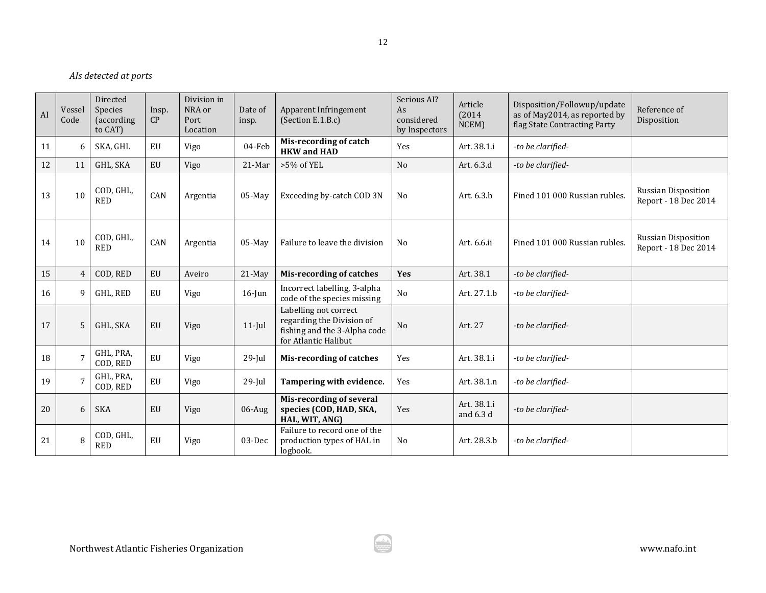*AIs detected at ports*

| AI | Vessel Code | Directed Species (according to CAT) | Insp. CP | Division in NRA or Port Location | Date of insp. | Apparent Infringement (Section E.1.B.c) | Serious AI? As considered by Inspectors | Article (2014 NCEM) | Disposition/Followup/update as of May2014, as reported by flag State Contracting Party | Reference of Disposition |
|---|---|---|---|---|---|---|---|---|---|---|
| 11 | 6 | SKA, GHL | EU | Vigo | 04-Feb | **Mis-recording of catch HKW and HAD** | Yes | Art. 38.1.i | *-to be clarified-* | |
| 12 | 11 | GHL, SKA | EU | Vigo | 21-Mar | >5% of YEL | No | Art. 6.3.d | *-to be clarified-* | |
| 13 | 10 | COD, GHL, RED | CAN | Argentia | 05-May | Exceeding by-catch COD 3N | No | Art. 6.3.b | Fined 101 000 Russian rubles. | Russian Disposition Report - 18 Dec 2014 |
| 14 | 10 | COD, GHL, RED | CAN | Argentia | 05-May | Failure to leave the division | No | Art. 6.6.ii | Fined 101 000 Russian rubles. | Russian Disposition Report - 18 Dec 2014 |
| 15 | 4 | COD, RED | EU | Aveiro | 21-May | **Mis-recording of catches** | **Yes** | Art. 38.1 | *-to be clarified-* | |
| 16 | 9 | GHL, RED | EU | Vigo | 16-Jun | Incorrect labelling, 3-alpha code of the species missing | No | Art. 27.1.b | *-to be clarified-* | |
| 17 | 5 | GHL, SKA | EU | Vigo | 11-Jul | Labelling not correct regarding the Division of fishing and the 3-Alpha code for Atlantic Halibut | No | Art. 27 | *-to be clarified-* | |
| 18 | 7 | GHL, PRA, COD, RED | EU | Vigo | 29-Jul | **Mis-recording of catches** | Yes | Art. 38.1.i | *-to be clarified-* | |
| 19 | 7 | GHL, PRA, COD, RED | EU | Vigo | 29-Jul | **Tampering with evidence.** | Yes | Art. 38.1.n | *-to be clarified-* | |
| 20 | 6 | SKA | EU | Vigo | 06-Aug | **Mis-recording of several species (COD, HAD, SKA, HAL, WIT, ANG)** | Yes | Art. 38.1.i and 6.3 d | *-to be clarified-* | |
| 21 | 8 | COD, GHL, RED | EU | Vigo | 03-Dec | Failure to record one of the production types of HAL in logbook. | No | Art. 28.3.b | *-to be clarified-* | |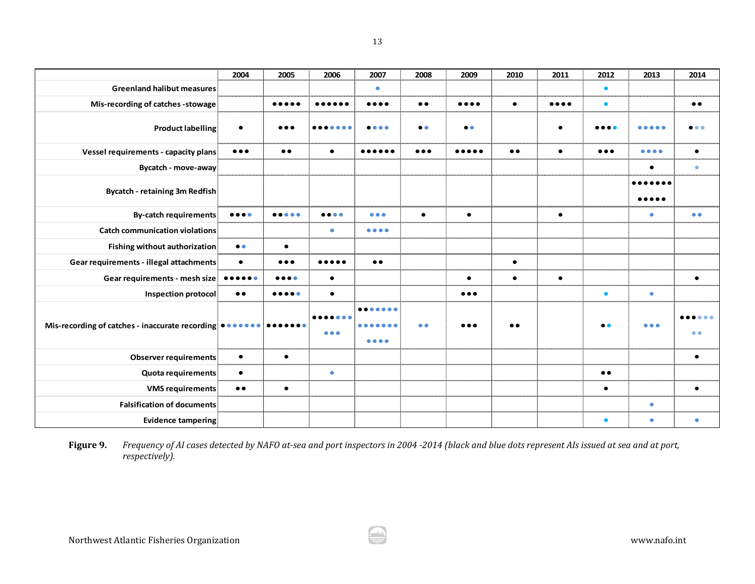| | 2004 | 2005 | 2006 | 2007 | 2008 | 2009 | 2010 | 2011 | 2012 | 2013 | 2014 |
|---|---|---|---|---|---|---|---|---|---|---|---|
| Greenland halibut measures | | | | ● | | | | | ● | | |
| Mis-recording of catches -stowage | | ●●●●● | ●●●●●● | ●●●● | ●● | ●●●● | ● | ●●●● | ● | | ●● |
| Product labelling | ● | ●●● | ●●●●●●● | ●●●● | ●● | ●● | | ● | ●●●● | ●●●●● | ●●● |
| Vessel requirements - capacity plans | ●●● | ●● | ● | ●●●●●● | ●●● | ●●●●● | ●● | ● | ●●● | ●●●● | ● |
| Bycatch - move-away | | | | | | | | | | ● | ● |
| Bycatch - retaining 3m Redfish | | | | | | | | | | ●●●●●●● ●●●●● | |
| By-catch requirements | ●●●● | ●●●●● | ●●●●● | ●●● | ● | ● | | ● | | ● | ●● |
| Catch communication violations | | | ● | ●●●● | | | | | | | |
| Fishing without authorization | ●● | ● | | | | | | | | | |
| Gear requirements - illegal attachments | ● | ●●● | ●●●●● | ●● | | | ● | | | | |
| Gear requirements - mesh size | ●●●●●● | ●●●● | ● | | | ● | ● | ● | | | ● |
| Inspection protocol | ●● | ●●●●● | ● | | | ●●● | | | ● | ● | |
| Mis-recording of catches - inaccurate recording | ●●●●●●● | ●●●●●●● | ●●●●●●● ●●● | ●●●●●●● ●●●●●●● ●●●● | ●● | ●●● | ●● | | ●● | ●●● | ●●●●●● ●● |
| Observer requirements | ● | ● | | | | | | | | | ● |
| Quota requirements | ● | | ● | | | | | | ●● | | |
| VMS requirements | ●● | ● | | | | | | | ● | | ● |
| Falsification of documents | | | | | | | | | | ● | |
| Evidence tampering | | | | | | | | | ● | ● | ● |

**Figure 9.** *Frequency of AI cases detected by NAFO at-sea and port inspectors in 2004 -2014 (black and blue dots represent AIs issued at sea and at port, respectively).*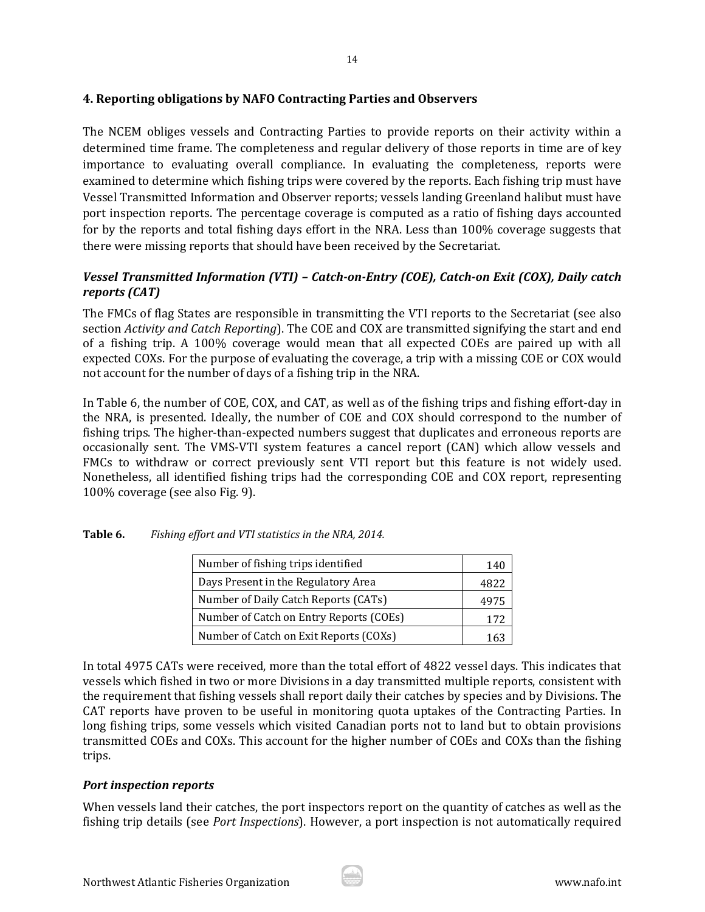## 4. Reporting obligations by NAFO Contracting Parties and Observers

The NCEM obliges vessels and Contracting Parties to provide reports on their activity within a determined time frame. The completeness and regular delivery of those reports in time are of key importance to evaluating overall compliance. In evaluating the completeness, reports were examined to determine which fishing trips were covered by the reports. Each fishing trip must have Vessel Transmitted Information and Observer reports; vessels landing Greenland halibut must have port inspection reports. The percentage coverage is computed as a ratio of fishing days accounted for by the reports and total fishing days effort in the NRA. Less than 100% coverage suggests that there were missing reports that should have been received by the Secretariat.

### *Vessel Transmitted Information (VTI) – Catch-on-Entry (COE), Catch-on Exit (COX), Daily catch reports (CAT)*

The FMCs of flag States are responsible in transmitting the VTI reports to the Secretariat (see also section *Activity and Catch Reporting*). The COE and COX are transmitted signifying the start and end of a fishing trip. A 100% coverage would mean that all expected COEs are paired up with all expected COXs. For the purpose of evaluating the coverage, a trip with a missing COE or COX would not account for the number of days of a fishing trip in the NRA.

In Table 6, the number of COE, COX, and CAT, as well as of the fishing trips and fishing effort-day in the NRA, is presented. Ideally, the number of COE and COX should correspond to the number of fishing trips. The higher-than-expected numbers suggest that duplicates and erroneous reports are occasionally sent. The VMS-VTI system features a cancel report (CAN) which allow vessels and FMCs to withdraw or correct previously sent VTI report but this feature is not widely used. Nonetheless, all identified fishing trips had the corresponding COE and COX report, representing 100% coverage (see also Fig. 9).

**Table 6.** *Fishing effort and VTI statistics in the NRA, 2014.*

| | |
|---|---|
| Number of fishing trips identified | 140 |
| Days Present in the Regulatory Area | 4822 |
| Number of Daily Catch Reports (CATs) | 4975 |
| Number of Catch on Entry Reports (COEs) | 172 |
| Number of Catch on Exit Reports (COXs) | 163 |

In total 4975 CATs were received, more than the total effort of 4822 vessel days. This indicates that vessels which fished in two or more Divisions in a day transmitted multiple reports, consistent with the requirement that fishing vessels shall report daily their catches by species and by Divisions. The CAT reports have proven to be useful in monitoring quota uptakes of the Contracting Parties. In long fishing trips, some vessels which visited Canadian ports not to land but to obtain provisions transmitted COEs and COXs. This account for the higher number of COEs and COXs than the fishing trips.

### *Port inspection reports*

When vessels land their catches, the port inspectors report on the quantity of catches as well as the fishing trip details (see *Port Inspections*). However, a port inspection is not automatically required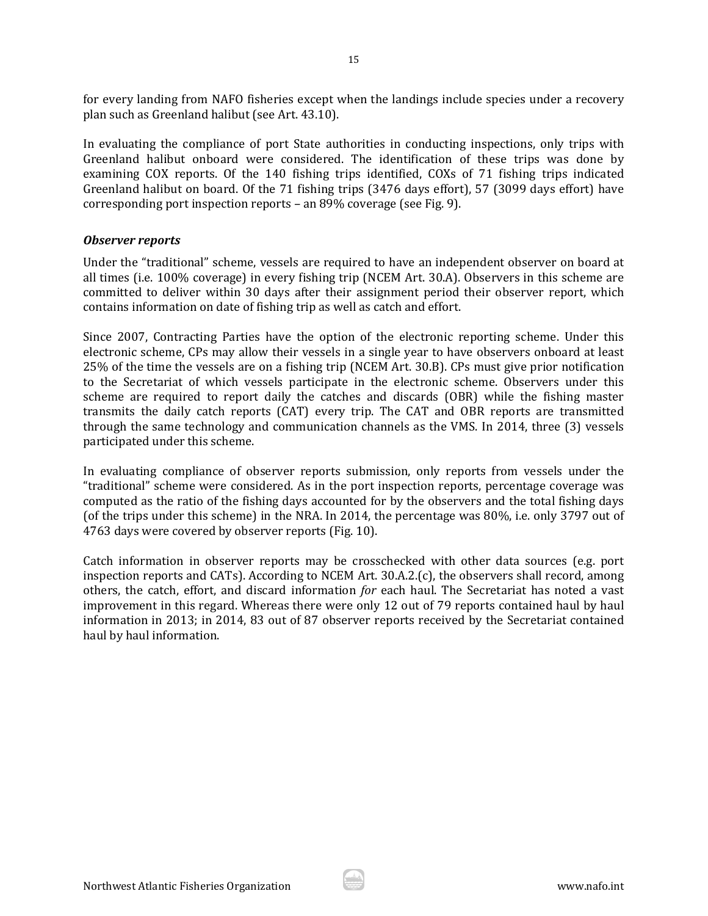for every landing from NAFO fisheries except when the landings include species under a recovery plan such as Greenland halibut (see Art. 43.10).

In evaluating the compliance of port State authorities in conducting inspections, only trips with Greenland halibut onboard were considered. The identification of these trips was done by examining COX reports. Of the 140 fishing trips identified, COXs of 71 fishing trips indicated Greenland halibut on board. Of the 71 fishing trips (3476 days effort), 57 (3099 days effort) have corresponding port inspection reports – an 89% coverage (see Fig. 9).

### *Observer reports*

Under the "traditional" scheme, vessels are required to have an independent observer on board at all times (i.e. 100% coverage) in every fishing trip (NCEM Art. 30.A). Observers in this scheme are committed to deliver within 30 days after their assignment period their observer report, which contains information on date of fishing trip as well as catch and effort.

Since 2007, Contracting Parties have the option of the electronic reporting scheme. Under this electronic scheme, CPs may allow their vessels in a single year to have observers onboard at least 25% of the time the vessels are on a fishing trip (NCEM Art. 30.B). CPs must give prior notification to the Secretariat of which vessels participate in the electronic scheme. Observers under this scheme are required to report daily the catches and discards (OBR) while the fishing master transmits the daily catch reports (CAT) every trip. The CAT and OBR reports are transmitted through the same technology and communication channels as the VMS. In 2014, three (3) vessels participated under this scheme.

In evaluating compliance of observer reports submission, only reports from vessels under the "traditional" scheme were considered. As in the port inspection reports, percentage coverage was computed as the ratio of the fishing days accounted for by the observers and the total fishing days (of the trips under this scheme) in the NRA. In 2014, the percentage was 80%, i.e. only 3797 out of 4763 days were covered by observer reports (Fig. 10).

Catch information in observer reports may be crosschecked with other data sources (e.g. port inspection reports and CATs). According to NCEM Art. 30.A.2.(c), the observers shall record, among others, the catch, effort, and discard information *for* each haul. The Secretariat has noted a vast improvement in this regard. Whereas there were only 12 out of 79 reports contained haul by haul information in 2013; in 2014, 83 out of 87 observer reports received by the Secretariat contained haul by haul information.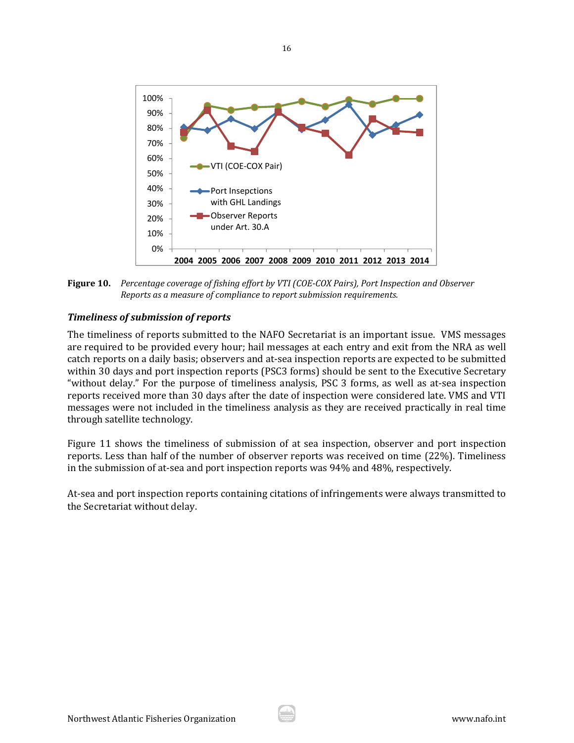**Figure 10.** *Percentage coverage of fishing effort by VTI (COE-COX Pairs), Port Inspection and Observer Reports as a measure of compliance to report submission requirements.*

### *Timeliness of submission of reports*

The timeliness of reports submitted to the NAFO Secretariat is an important issue. VMS messages are required to be provided every hour; hail messages at each entry and exit from the NRA as well catch reports on a daily basis; observers and at-sea inspection reports are expected to be submitted within 30 days and port inspection reports (PSC3 forms) should be sent to the Executive Secretary "without delay." For the purpose of timeliness analysis, PSC 3 forms, as well as at-sea inspection reports received more than 30 days after the date of inspection were considered late. VMS and VTI messages were not included in the timeliness analysis as they are received practically in real time through satellite technology.

Figure 11 shows the timeliness of submission of at sea inspection, observer and port inspection reports. Less than half of the number of observer reports was received on time (22%). Timeliness in the submission of at-sea and port inspection reports was 94% and 48%, respectively.

At-sea and port inspection reports containing citations of infringements were always transmitted to the Secretariat without delay.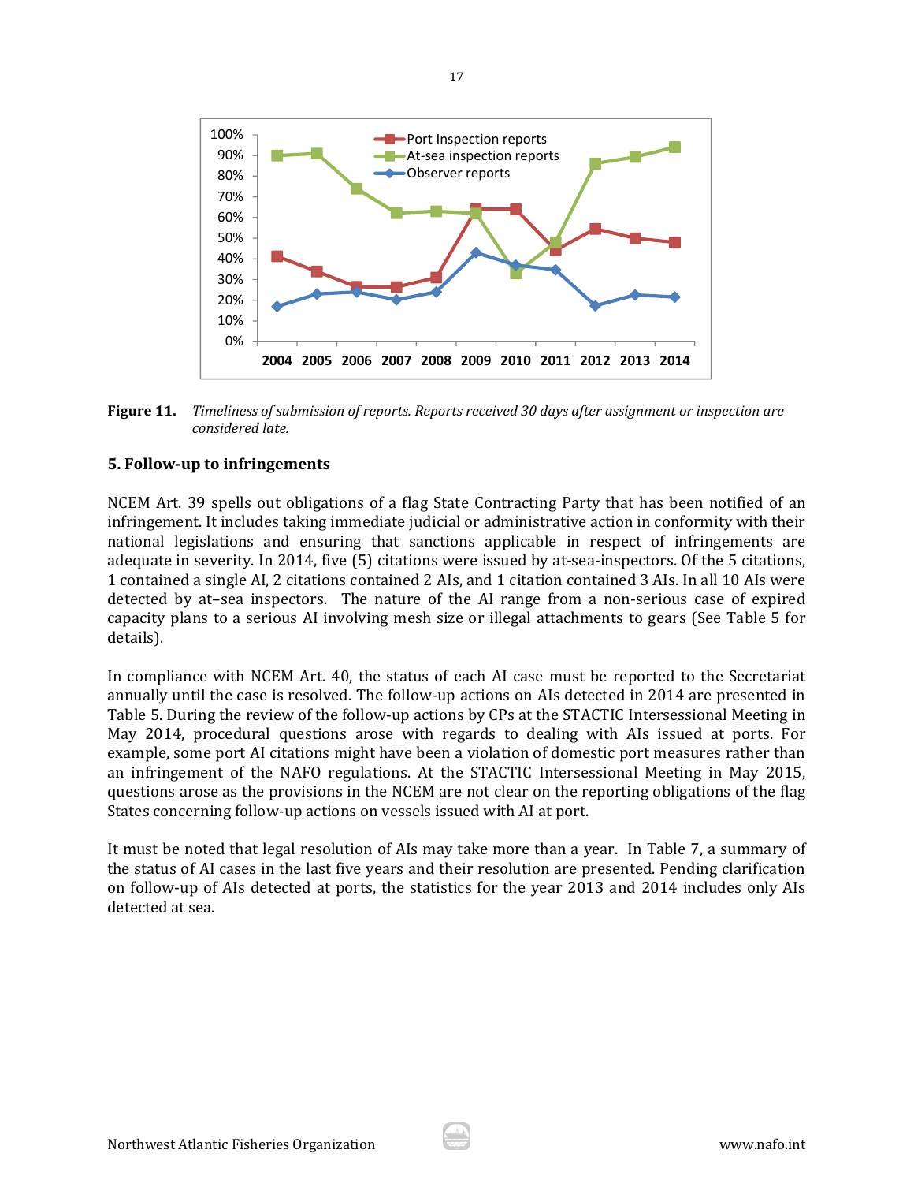**Figure 11.** *Timeliness of submission of reports. Reports received 30 days after assignment or inspection are considered late.*

## 5. Follow-up to infringements

NCEM Art. 39 spells out obligations of a flag State Contracting Party that has been notified of an infringement. It includes taking immediate judicial or administrative action in conformity with their national legislations and ensuring that sanctions applicable in respect of infringements are adequate in severity. In 2014, five (5) citations were issued by at-sea-inspectors. Of the 5 citations, 1 contained a single AI, 2 citations contained 2 AIs, and 1 citation contained 3 AIs. In all 10 AIs were detected by at–sea inspectors. The nature of the AI range from a non-serious case of expired capacity plans to a serious AI involving mesh size or illegal attachments to gears (See Table 5 for details).

In compliance with NCEM Art. 40, the status of each AI case must be reported to the Secretariat annually until the case is resolved. The follow-up actions on AIs detected in 2014 are presented in Table 5. During the review of the follow-up actions by CPs at the STACTIC Intersessional Meeting in May 2014, procedural questions arose with regards to dealing with AIs issued at ports. For example, some port AI citations might have been a violation of domestic port measures rather than an infringement of the NAFO regulations. At the STACTIC Intersessional Meeting in May 2015, questions arose as the provisions in the NCEM are not clear on the reporting obligations of the flag States concerning follow-up actions on vessels issued with AI at port.

It must be noted that legal resolution of AIs may take more than a year. In Table 7, a summary of the status of AI cases in the last five years and their resolution are presented. Pending clarification on follow-up of AIs detected at ports, the statistics for the year 2013 and 2014 includes only AIs detected at sea.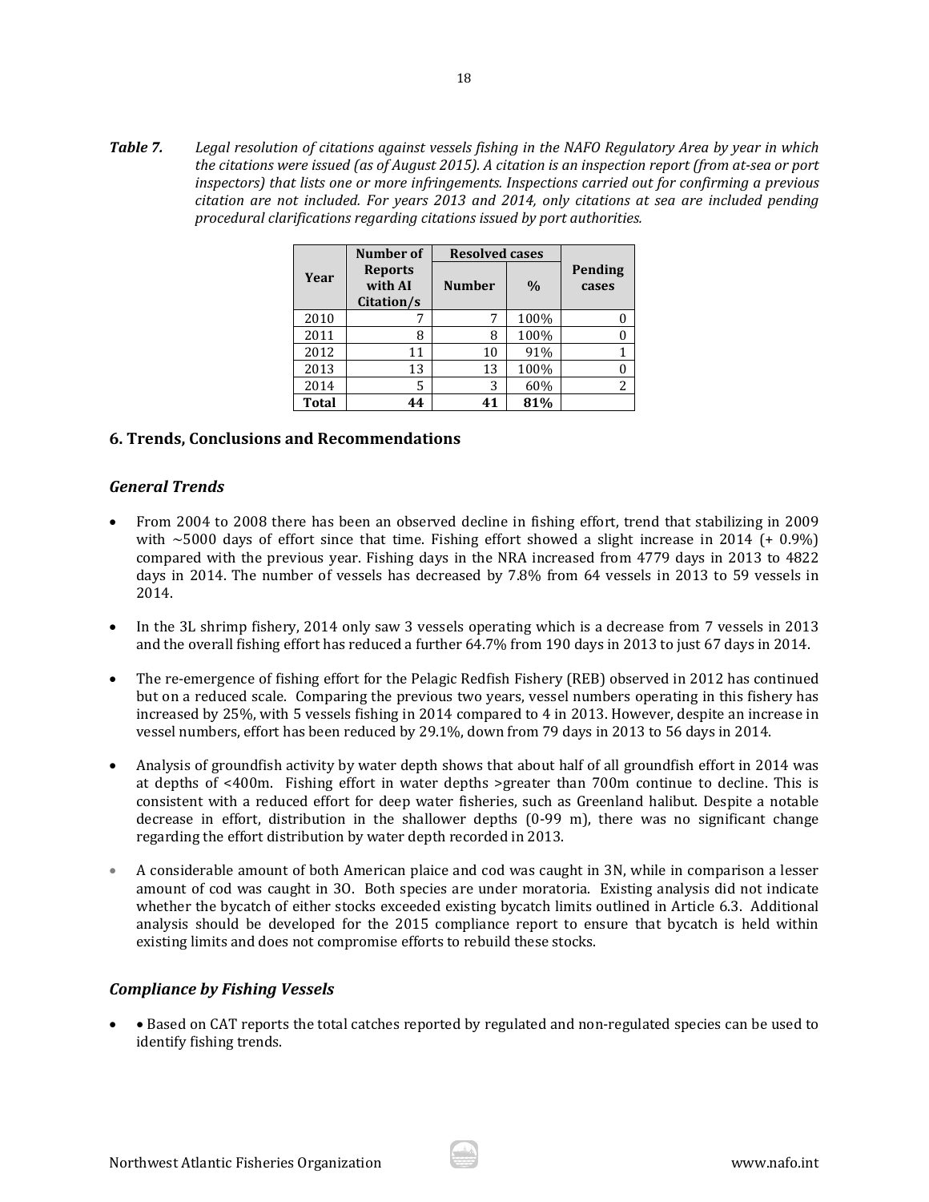***Table 7.*** *Legal resolution of citations against vessels fishing in the NAFO Regulatory Area by year in which the citations were issued (as of August 2015). A citation is an inspection report (from at-sea or port inspectors) that lists one or more infringements. Inspections carried out for confirming a previous citation are not included. For years 2013 and 2014, only citations at sea are included pending procedural clarifications regarding citations issued by port authorities.*

| Year | Number of Reports with AI Citation/s | Resolved cases | | Pending cases |
|---|---|---|---|---|
| | | Number | % | |
| 2010 | 7 | 7 | 100% | 0 |
| 2011 | 8 | 8 | 100% | 0 |
| 2012 | 11 | 10 | 91% | 1 |
| 2013 | 13 | 13 | 100% | 0 |
| 2014 | 5 | 3 | 60% | 2 |
| **Total** | **44** | **41** | **81%** | |

## 6. Trends, Conclusions and Recommendations

### *General Trends*

- From 2004 to 2008 there has been an observed decline in fishing effort, trend that stabilizing in 2009 with ~5000 days of effort since that time. Fishing effort showed a slight increase in 2014 (+ 0.9%) compared with the previous year. Fishing days in the NRA increased from 4779 days in 2013 to 4822 days in 2014. The number of vessels has decreased by 7.8% from 64 vessels in 2013 to 59 vessels in 2014.

- In the 3L shrimp fishery, 2014 only saw 3 vessels operating which is a decrease from 7 vessels in 2013 and the overall fishing effort has reduced a further 64.7% from 190 days in 2013 to just 67 days in 2014.

- The re-emergence of fishing effort for the Pelagic Redfish Fishery (REB) observed in 2012 has continued but on a reduced scale. Comparing the previous two years, vessel numbers operating in this fishery has increased by 25%, with 5 vessels fishing in 2014 compared to 4 in 2013. However, despite an increase in vessel numbers, effort has been reduced by 29.1%, down from 79 days in 2013 to 56 days in 2014.

- Analysis of groundfish activity by water depth shows that about half of all groundfish effort in 2014 was at depths of <400m. Fishing effort in water depths >greater than 700m continue to decline. This is consistent with a reduced effort for deep water fisheries, such as Greenland halibut. Despite a notable decrease in effort, distribution in the shallower depths (0-99 m), there was no significant change regarding the effort distribution by water depth recorded in 2013.

- A considerable amount of both American plaice and cod was caught in 3N, while in comparison a lesser amount of cod was caught in 3O. Both species are under moratoria. Existing analysis did not indicate whether the bycatch of either stocks exceeded existing bycatch limits outlined in Article 6.3. Additional analysis should be developed for the 2015 compliance report to ensure that bycatch is held within existing limits and does not compromise efforts to rebuild these stocks.

### *Compliance by Fishing Vessels*

- • Based on CAT reports the total catches reported by regulated and non-regulated species can be used to identify fishing trends.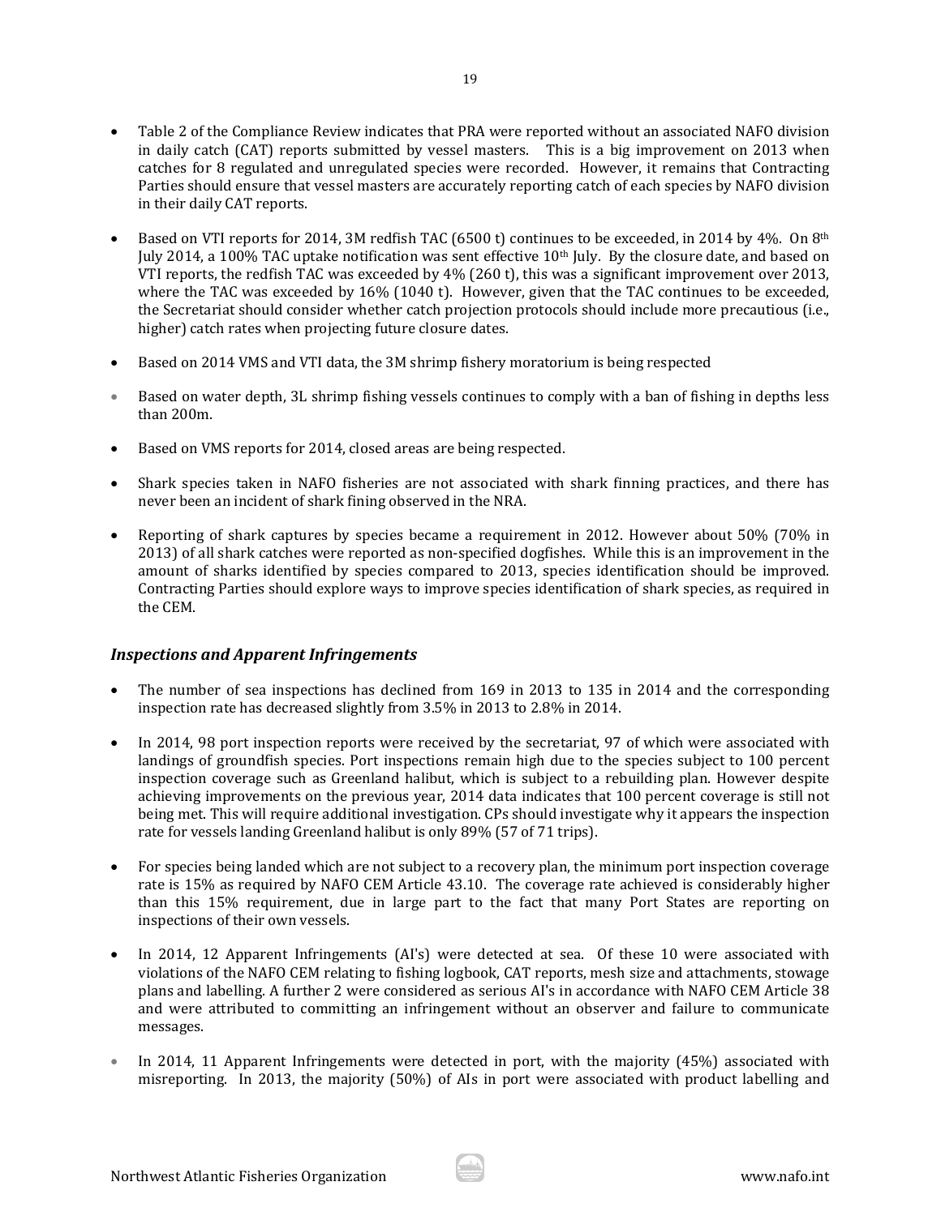- Table 2 of the Compliance Review indicates that PRA were reported without an associated NAFO division in daily catch (CAT) reports submitted by vessel masters. This is a big improvement on 2013 when catches for 8 regulated and unregulated species were recorded. However, it remains that Contracting Parties should ensure that vessel masters are accurately reporting catch of each species by NAFO division in their daily CAT reports.

- Based on VTI reports for 2014, 3M redfish TAC (6500 t) continues to be exceeded, in 2014 by 4%. On 8th July 2014, a 100% TAC uptake notification was sent effective 10th July. By the closure date, and based on VTI reports, the redfish TAC was exceeded by 4% (260 t), this was a significant improvement over 2013, where the TAC was exceeded by 16% (1040 t). However, given that the TAC continues to be exceeded, the Secretariat should consider whether catch projection protocols should include more precautious (i.e., higher) catch rates when projecting future closure dates.

- Based on 2014 VMS and VTI data, the 3M shrimp fishery moratorium is being respected

- Based on water depth, 3L shrimp fishing vessels continues to comply with a ban of fishing in depths less than 200m.

- Based on VMS reports for 2014, closed areas are being respected.

- Shark species taken in NAFO fisheries are not associated with shark finning practices, and there has never been an incident of shark fining observed in the NRA.

- Reporting of shark captures by species became a requirement in 2012. However about 50% (70% in 2013) of all shark catches were reported as non-specified dogfishes. While this is an improvement in the amount of sharks identified by species compared to 2013, species identification should be improved. Contracting Parties should explore ways to improve species identification of shark species, as required in the CEM.

### *Inspections and Apparent Infringements*

- The number of sea inspections has declined from 169 in 2013 to 135 in 2014 and the corresponding inspection rate has decreased slightly from 3.5% in 2013 to 2.8% in 2014.

- In 2014, 98 port inspection reports were received by the secretariat, 97 of which were associated with landings of groundfish species. Port inspections remain high due to the species subject to 100 percent inspection coverage such as Greenland halibut, which is subject to a rebuilding plan. However despite achieving improvements on the previous year, 2014 data indicates that 100 percent coverage is still not being met. This will require additional investigation. CPs should investigate why it appears the inspection rate for vessels landing Greenland halibut is only 89% (57 of 71 trips).

- For species being landed which are not subject to a recovery plan, the minimum port inspection coverage rate is 15% as required by NAFO CEM Article 43.10. The coverage rate achieved is considerably higher than this 15% requirement, due in large part to the fact that many Port States are reporting on inspections of their own vessels.

- In 2014, 12 Apparent Infringements (AI's) were detected at sea. Of these 10 were associated with violations of the NAFO CEM relating to fishing logbook, CAT reports, mesh size and attachments, stowage plans and labelling. A further 2 were considered as serious AI's in accordance with NAFO CEM Article 38 and were attributed to committing an infringement without an observer and failure to communicate messages.

- In 2014, 11 Apparent Infringements were detected in port, with the majority (45%) associated with misreporting. In 2013, the majority (50%) of AIs in port were associated with product labelling and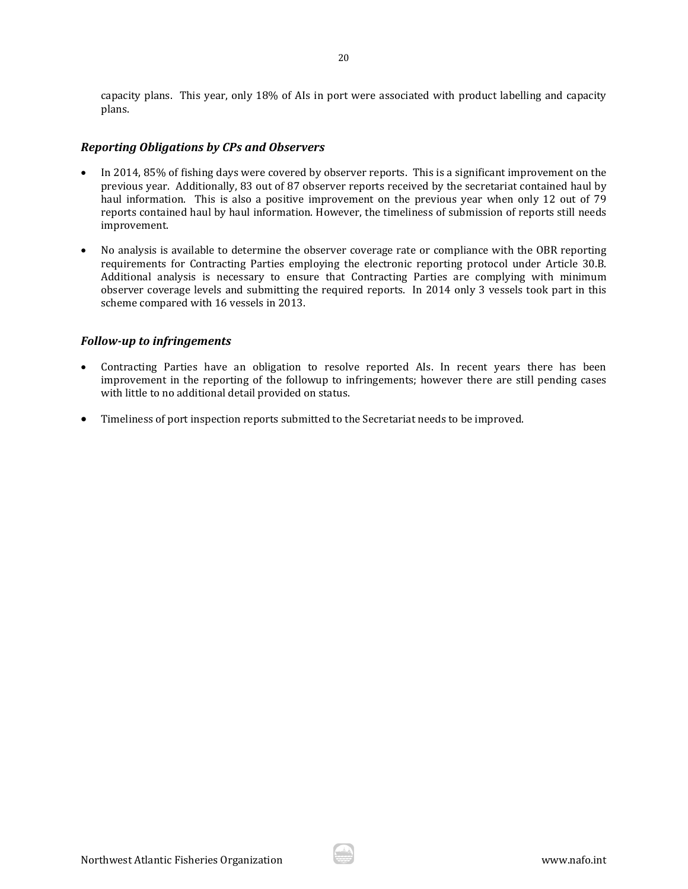capacity plans. This year, only 18% of AIs in port were associated with product labelling and capacity plans.

### *Reporting Obligations by CPs and Observers*

- In 2014, 85% of fishing days were covered by observer reports. This is a significant improvement on the previous year. Additionally, 83 out of 87 observer reports received by the secretariat contained haul by haul information. This is also a positive improvement on the previous year when only 12 out of 79 reports contained haul by haul information. However, the timeliness of submission of reports still needs improvement.

- No analysis is available to determine the observer coverage rate or compliance with the OBR reporting requirements for Contracting Parties employing the electronic reporting protocol under Article 30.B. Additional analysis is necessary to ensure that Contracting Parties are complying with minimum observer coverage levels and submitting the required reports. In 2014 only 3 vessels took part in this scheme compared with 16 vessels in 2013.

### *Follow-up to infringements*

- Contracting Parties have an obligation to resolve reported AIs. In recent years there has been improvement in the reporting of the followup to infringements; however there are still pending cases with little to no additional detail provided on status.

- Timeliness of port inspection reports submitted to the Secretariat needs to be improved.